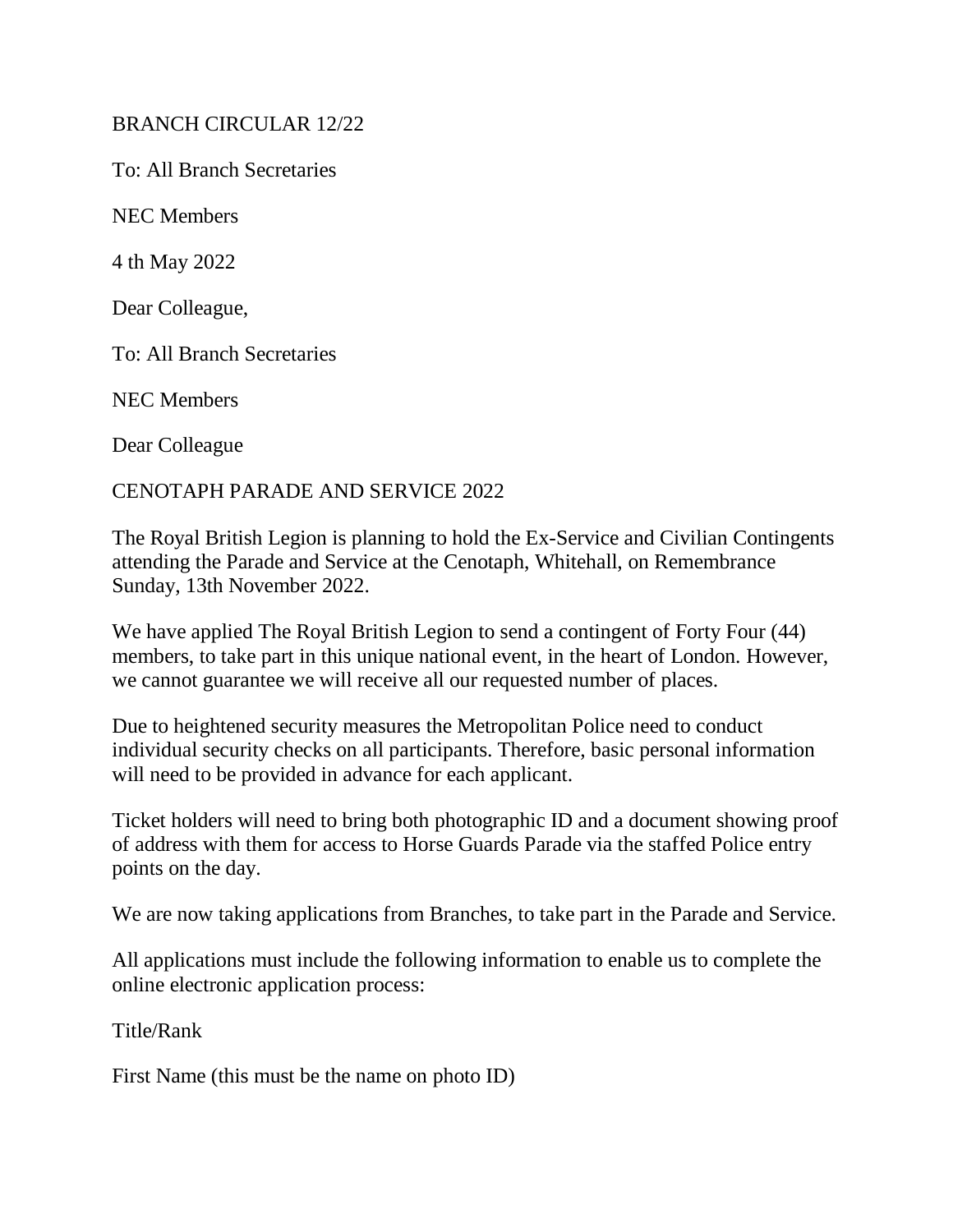BRANCH CIRCULAR 12/22

To: All Branch Secretaries

NEC Members

4 th May 2022

Dear Colleague,

To: All Branch Secretaries

NEC Members

Dear Colleague

CENOTAPH PARADE AND SERVICE 2022

The Royal British Legion is planning to hold the Ex-Service and Civilian Contingents attending the Parade and Service at the Cenotaph, Whitehall, on Remembrance Sunday, 13th November 2022.

We have applied The Royal British Legion to send a contingent of Forty Four (44) members, to take part in this unique national event, in the heart of London. However, we cannot guarantee we will receive all our requested number of places.

Due to heightened security measures the Metropolitan Police need to conduct individual security checks on all participants. Therefore, basic personal information will need to be provided in advance for each applicant.

Ticket holders will need to bring both photographic ID and a document showing proof of address with them for access to Horse Guards Parade via the staffed Police entry points on the day.

We are now taking applications from Branches, to take part in the Parade and Service.

All applications must include the following information to enable us to complete the online electronic application process:

Title/Rank

First Name (this must be the name on photo ID)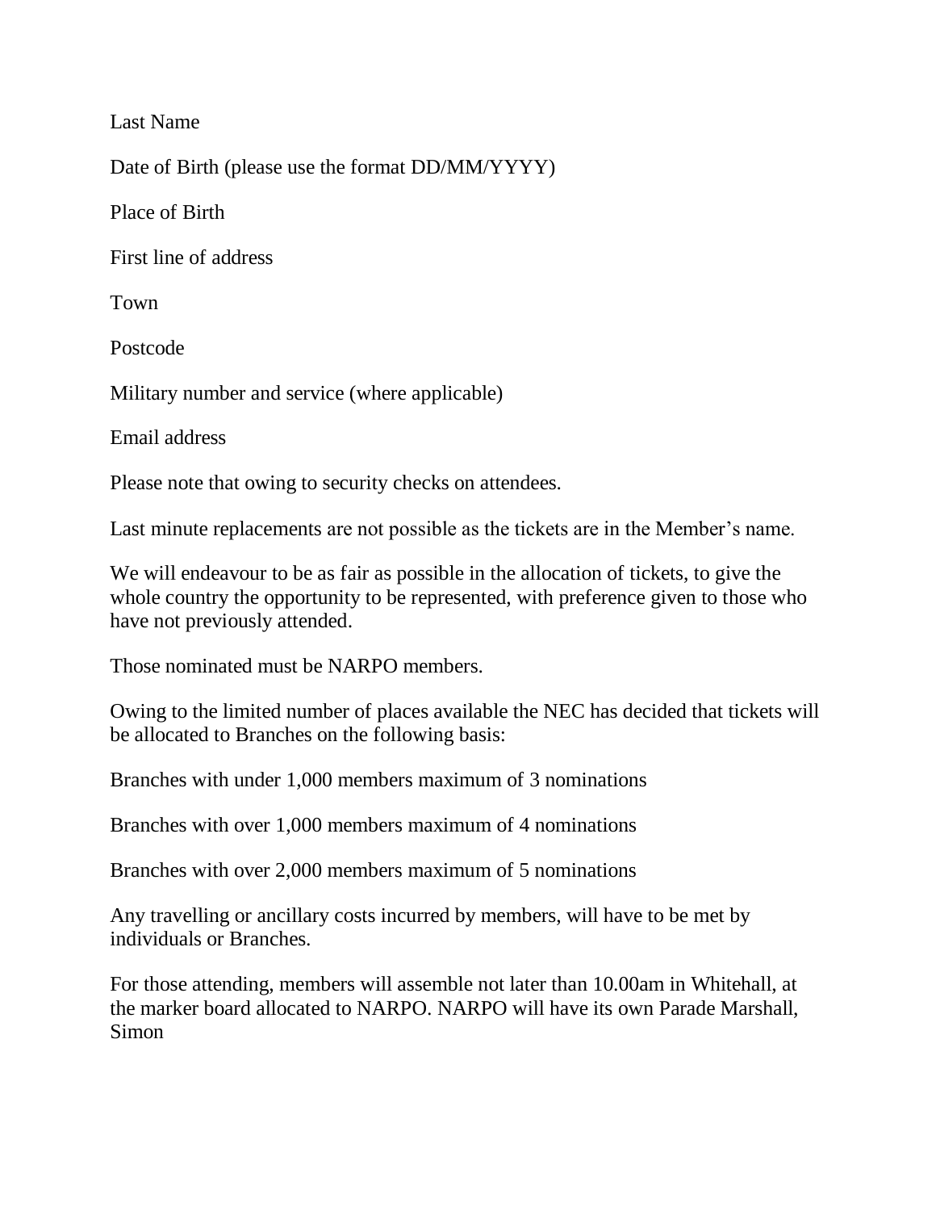Last Name

Date of Birth (please use the format DD/MM/YYYY)

Place of Birth

First line of address

Town

Postcode

Military number and service (where applicable)

Email address

Please note that owing to security checks on attendees.

Last minute replacements are not possible as the tickets are in the Member's name.

We will endeavour to be as fair as possible in the allocation of tickets, to give the whole country the opportunity to be represented, with preference given to those who have not previously attended.

Those nominated must be NARPO members.

Owing to the limited number of places available the NEC has decided that tickets will be allocated to Branches on the following basis:

Branches with under 1,000 members maximum of 3 nominations

Branches with over 1,000 members maximum of 4 nominations

Branches with over 2,000 members maximum of 5 nominations

Any travelling or ancillary costs incurred by members, will have to be met by individuals or Branches.

For those attending, members will assemble not later than 10.00am in Whitehall, at the marker board allocated to NARPO. NARPO will have its own Parade Marshall, Simon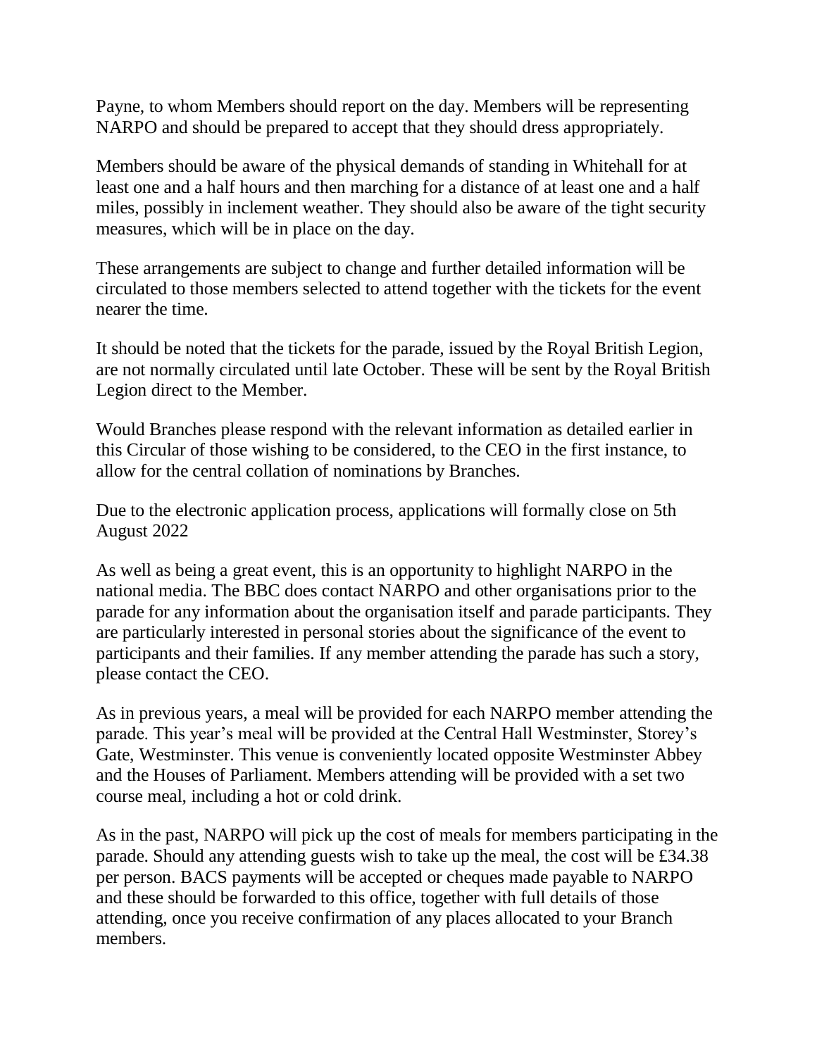Payne, to whom Members should report on the day. Members will be representing NARPO and should be prepared to accept that they should dress appropriately.

Members should be aware of the physical demands of standing in Whitehall for at least one and a half hours and then marching for a distance of at least one and a half miles, possibly in inclement weather. They should also be aware of the tight security measures, which will be in place on the day.

These arrangements are subject to change and further detailed information will be circulated to those members selected to attend together with the tickets for the event nearer the time.

It should be noted that the tickets for the parade, issued by the Royal British Legion, are not normally circulated until late October. These will be sent by the Royal British Legion direct to the Member.

Would Branches please respond with the relevant information as detailed earlier in this Circular of those wishing to be considered, to the CEO in the first instance, to allow for the central collation of nominations by Branches.

Due to the electronic application process, applications will formally close on 5th August 2022

As well as being a great event, this is an opportunity to highlight NARPO in the national media. The BBC does contact NARPO and other organisations prior to the parade for any information about the organisation itself and parade participants. They are particularly interested in personal stories about the significance of the event to participants and their families. If any member attending the parade has such a story, please contact the CEO.

As in previous years, a meal will be provided for each NARPO member attending the parade. This year's meal will be provided at the Central Hall Westminster, Storey's Gate, Westminster. This venue is conveniently located opposite Westminster Abbey and the Houses of Parliament. Members attending will be provided with a set two course meal, including a hot or cold drink.

As in the past, NARPO will pick up the cost of meals for members participating in the parade. Should any attending guests wish to take up the meal, the cost will be £34.38 per person. BACS payments will be accepted or cheques made payable to NARPO and these should be forwarded to this office, together with full details of those attending, once you receive confirmation of any places allocated to your Branch members.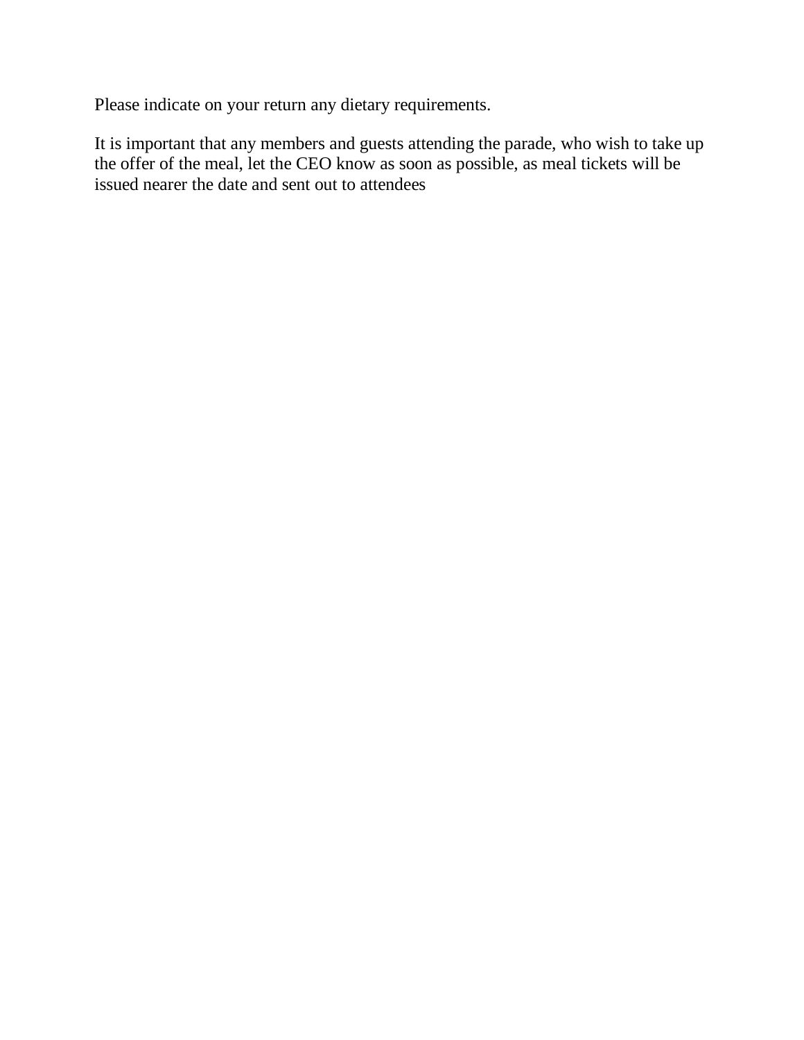Please indicate on your return any dietary requirements.

It is important that any members and guests attending the parade, who wish to take up the offer of the meal, let the CEO know as soon as possible, as meal tickets will be issued nearer the date and sent out to attendees